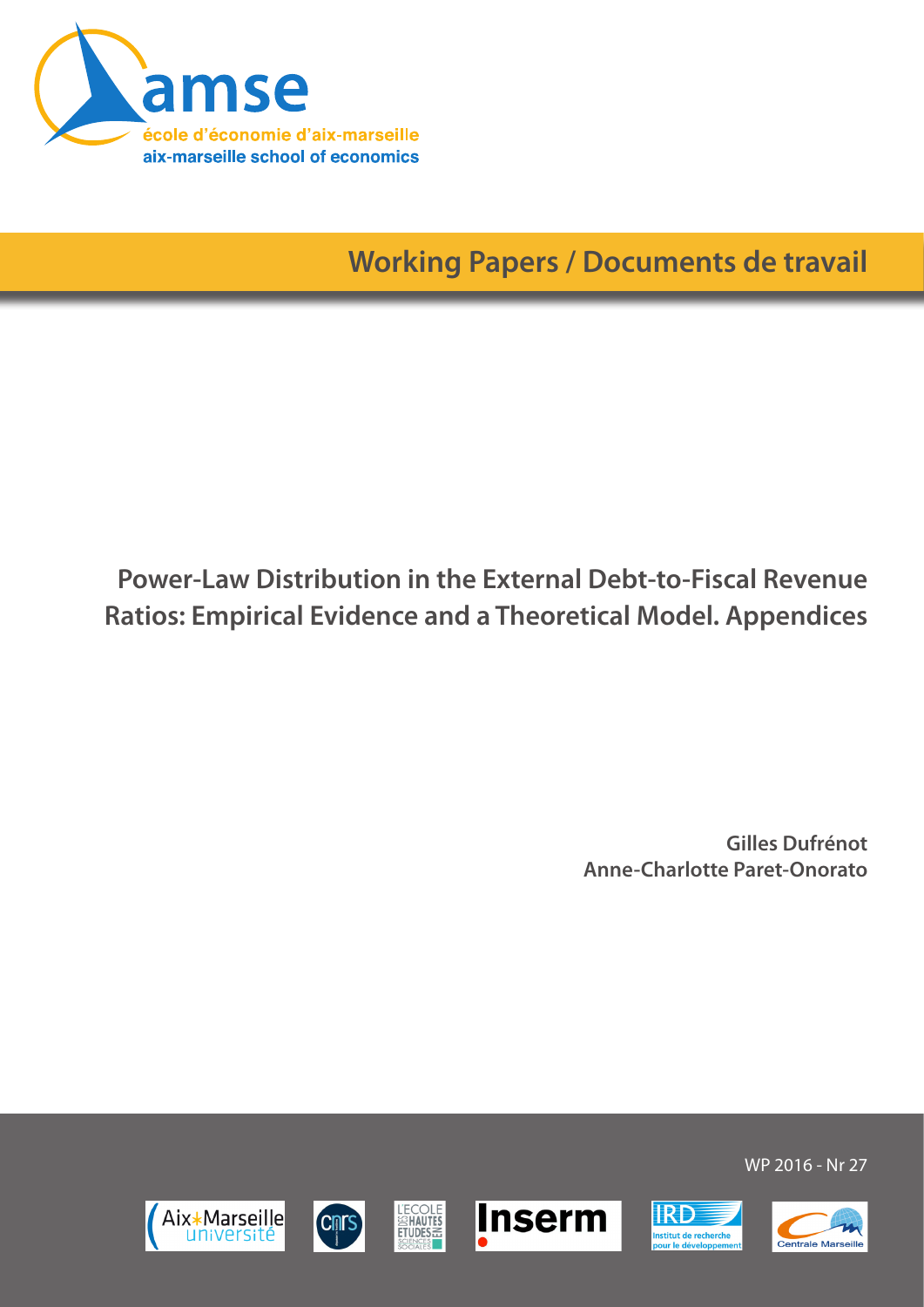Working Papers / Documents de travail

# Power-Law Distribution in the External Debt-to-Fiscal Revenue Ratios: Empirical Evidence and a Theoretical Model. Appendices

**Gilles Dufrénot**
**Anne-Charlotte Paret-Onorato**

WP 2016 - Nr 27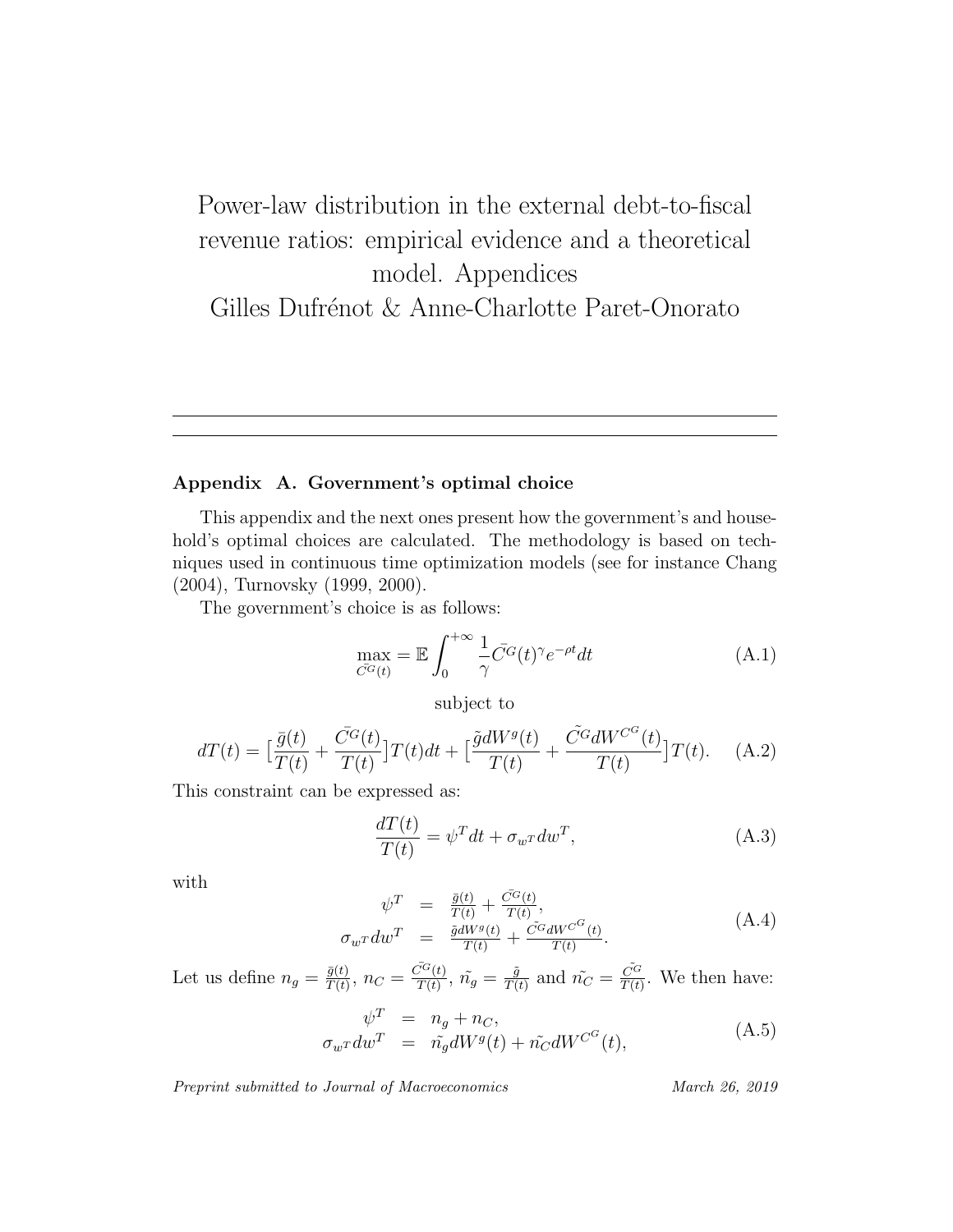# Power-law distribution in the external debt-to-fiscal revenue ratios: empirical evidence and a theoretical model. Appendices

Gilles Dufrénot & Anne-Charlotte Paret-Onorato

---

### Appendix A. Government's optimal choice

This appendix and the next ones present how the government's and household's optimal choices are calculated. The methodology is based on techniques used in continuous time optimization models (see for instance Chang (2004), Turnovsky (1999, 2000).

The government's choice is as follows:

$$\max_{\bar{C^G}(t)} = \mathbb{E}\int_0^{+\infty} \frac{1}{\gamma}\bar{C^G}(t)^{\gamma} e^{-\rho t} dt \tag{A.1}$$

subject to

$$dT(t) = [\frac{\bar{g}(t)}{T(t)} + \frac{\bar{C^G}(t)}{T(t)}]T(t)dt + [\frac{\tilde{g}dW^g(t)}{T(t)} + \frac{\tilde{C^G}dW^{C^G}(t)}{T(t)}]T(t). \tag{A.2}$$

This constraint can be expressed as:

$$\frac{dT(t)}{T(t)} = \psi^T dt + \sigma_{w^T} dw^T, \tag{A.3}$$

with

$$\begin{aligned} \psi^T &= \frac{\bar{g}(t)}{T(t)} + \frac{\bar{C^G}(t)}{T(t)}, \\ \sigma_{w^T} dw^T &= \frac{\tilde{g}dW^g(t)}{T(t)} + \frac{\tilde{C^G}dW^{C^G}(t)}{T(t)}. \end{aligned} \tag{A.4}$$

Let us define $n_g = \frac{\bar{g}(t)}{T(t)}$, $n_C = \frac{\bar{C^G}(t)}{T(t)}$, $\tilde{n_g} = \frac{\tilde{g}}{T(t)}$ and $\tilde{n_C} = \frac{\tilde{C^G}}{T(t)}$. We then have:

$$\begin{aligned} \psi^T &= n_g + n_C, \\ \sigma_{w^T} dw^T &= \tilde{n_g} dW^g(t) + \tilde{n_C} dW^{C^G}(t), \end{aligned} \tag{A.5}$$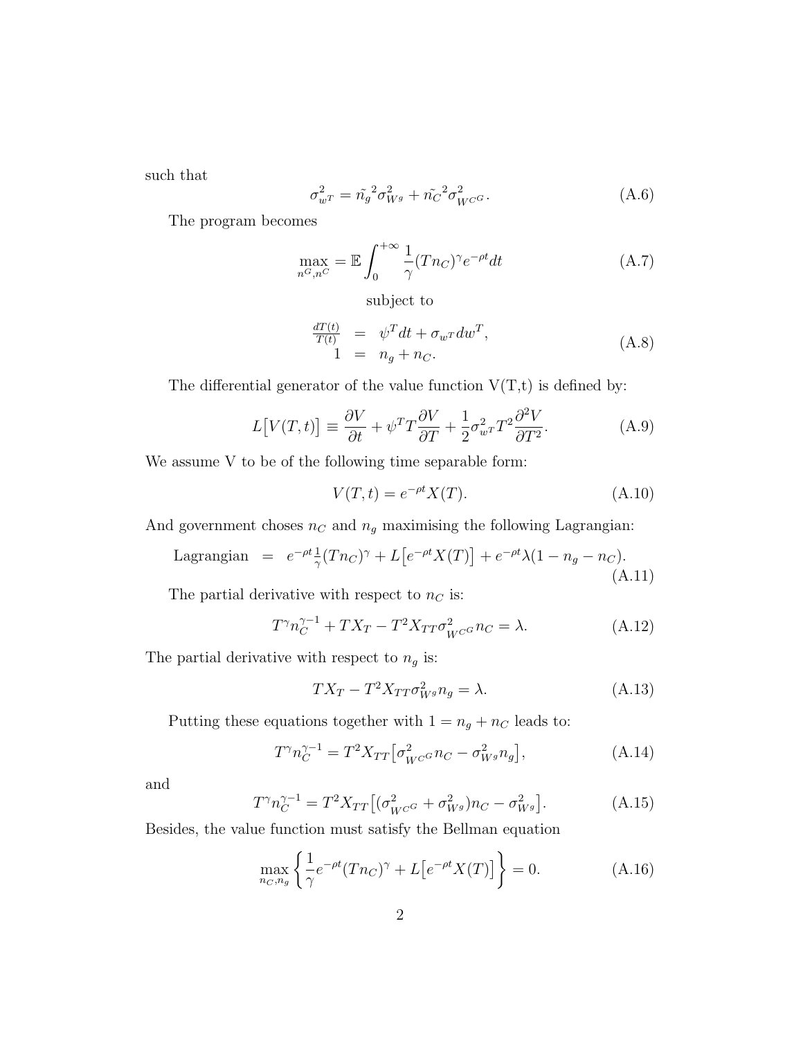such that

$$\sigma^2_{w^T} = \tilde{n_g}^2 \sigma^2_{W^g} + \tilde{n_C}^2 \sigma^2_{W^{CG}}. \tag{A.6}$$

The program becomes

$$\max_{n^G, n^C} = \mathbb{E} \int_0^{+\infty} \frac{1}{\gamma} (T n_C)^\gamma e^{-\rho t} dt \tag{A.7}$$

subject to

$$\begin{array}{rcl} \frac{dT(t)}{T(t)} & = & \psi^T dt + \sigma_{w^T} dw^T, \\ 1 & = & n_g + n_C. \end{array} \tag{A.8}$$

The differential generator of the value function V(T,t) is defined by:

$$L\big[V(T,t)\big] \equiv \frac{\partial V}{\partial t} + \psi^T T \frac{\partial V}{\partial T} + \frac{1}{2} \sigma^2_{w^T} T^2 \frac{\partial^2 V}{\partial T^2}. \tag{A.9}$$

We assume V to be of the following time separable form:

$$V(T,t) = e^{-\rho t} X(T). \tag{A.10}$$

And government choses $n_C$ and $n_g$ maximising the following Lagrangian:

$$\text{Lagrangian} \;\; = \;\; e^{-\rho t} \tfrac{1}{\gamma} (T n_C)^\gamma + L\big[e^{-\rho t} X(T)\big] + e^{-\rho t} \lambda (1 - n_g - n_C). \tag{A.11}$$

The partial derivative with respect to $n_C$ is:

$$T^\gamma n_C^{\gamma - 1} + T X_T - T^2 X_{TT} \sigma^2_{W^{CG}} n_C = \lambda. \tag{A.12}$$

The partial derivative with respect to $n_g$ is:

$$T X_T - T^2 X_{TT} \sigma^2_{W^g} n_g = \lambda. \tag{A.13}$$

Putting these equations together with $1 = n_g + n_C$ leads to:

$$T^\gamma n_C^{\gamma - 1} = T^2 X_{TT} \big[\sigma^2_{W^{CG}} n_C - \sigma^2_{W^g} n_g\big], \tag{A.14}$$

and

$$T^\gamma n_C^{\gamma - 1} = T^2 X_{TT} \big[(\sigma^2_{W^{CG}} + \sigma^2_{W^g}) n_C - \sigma^2_{W^g}\big]. \tag{A.15}$$

Besides, the value function must satisfy the Bellman equation

$$\max_{n_C, n_g} \left\{ \frac{1}{\gamma} e^{-\rho t} (T n_C)^\gamma + L\big[e^{-\rho t} X(T)\big] \right\} = 0. \tag{A.16}$$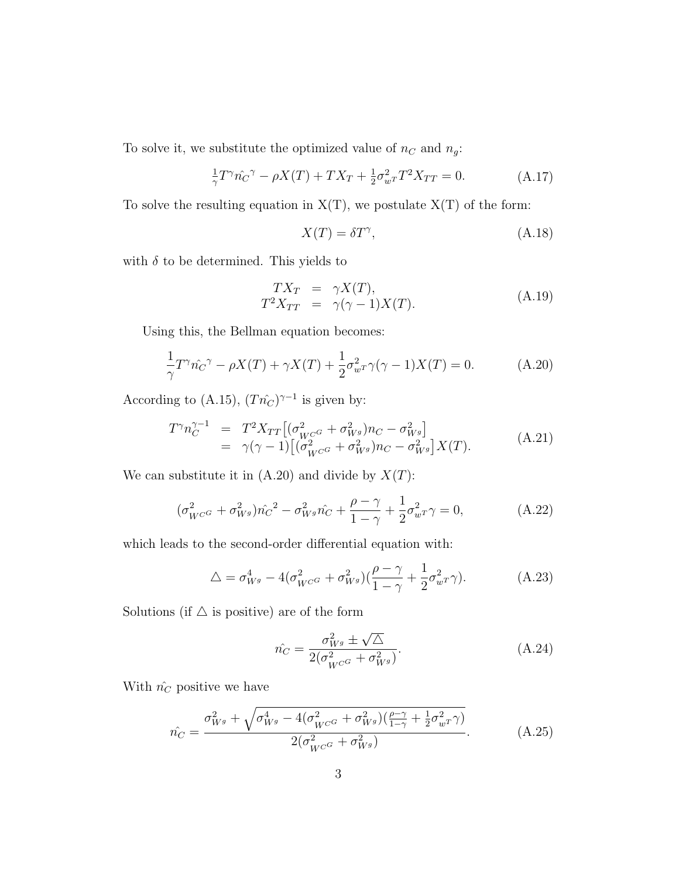To solve it, we substitute the optimized value of $n_C$ and $n_g$:

$$\tfrac{1}{\gamma}T^{\gamma}\hat{n_C}^{\gamma} - \rho X(T) + TX_T + \tfrac{1}{2}\sigma^2_{w^T}T^2X_{TT} = 0. \tag{A.17}$$

To solve the resulting equation in X(T), we postulate X(T) of the form:

$$X(T) = \delta T^{\gamma}, \tag{A.18}$$

with $\delta$ to be determined. This yields to

$$\begin{array}{rcl} TX_T & = & \gamma X(T), \\ T^2X_{TT} & = & \gamma(\gamma-1)X(T). \end{array} \tag{A.19}$$

Using this, the Bellman equation becomes:

$$\frac{1}{\gamma}T^{\gamma}\hat{n_C}^{\gamma} - \rho X(T) + \gamma X(T) + \frac{1}{2}\sigma^2_{w^T}\gamma(\gamma-1)X(T) = 0. \tag{A.20}$$

According to (A.15), $(T\hat{n_C})^{\gamma-1}$ is given by:

$$\begin{array}{rcl} T^{\gamma}n_C^{\gamma-1} & = & T^2X_{TT}\big[(\sigma^2_{W^{C^G}} + \sigma^2_{W^g})n_C - \sigma^2_{W^g}\big] \\ & = & \gamma(\gamma-1)\big[(\sigma^2_{W^{C^G}} + \sigma^2_{W^g})n_C - \sigma^2_{W^g}\big]X(T). \end{array} \tag{A.21}$$

We can substitute it in (A.20) and divide by $X(T)$:

$$(\sigma^2_{W^{C^G}} + \sigma^2_{W^g})\hat{n_C}^2 - \sigma^2_{W^g}\hat{n_C} + \frac{\rho-\gamma}{1-\gamma} + \frac{1}{2}\sigma^2_{w^T}\gamma = 0, \tag{A.22}$$

which leads to the second-order differential equation with:

$$\triangle = \sigma^4_{W^g} - 4(\sigma^2_{W^{C^G}} + \sigma^2_{W^g})(\frac{\rho-\gamma}{1-\gamma} + \frac{1}{2}\sigma^2_{w^T}\gamma). \tag{A.23}$$

Solutions (if $\triangle$ is positive) are of the form

$$\hat{n_C} = \frac{\sigma^2_{W^g} \pm \sqrt{\triangle}}{2(\sigma^2_{W^{C^G}} + \sigma^2_{W^g})}. \tag{A.24}$$

With $\hat{n_C}$ positive we have

$$\hat{n_C} = \frac{\sigma^2_{W^g} + \sqrt{\sigma^4_{W^g} - 4(\sigma^2_{W^{C^G}} + \sigma^2_{W^g})(\frac{\rho-\gamma}{1-\gamma} + \frac{1}{2}\sigma^2_{w^T}\gamma)}}{2(\sigma^2_{W^{C^G}} + \sigma^2_{W^g})}. \tag{A.25}$$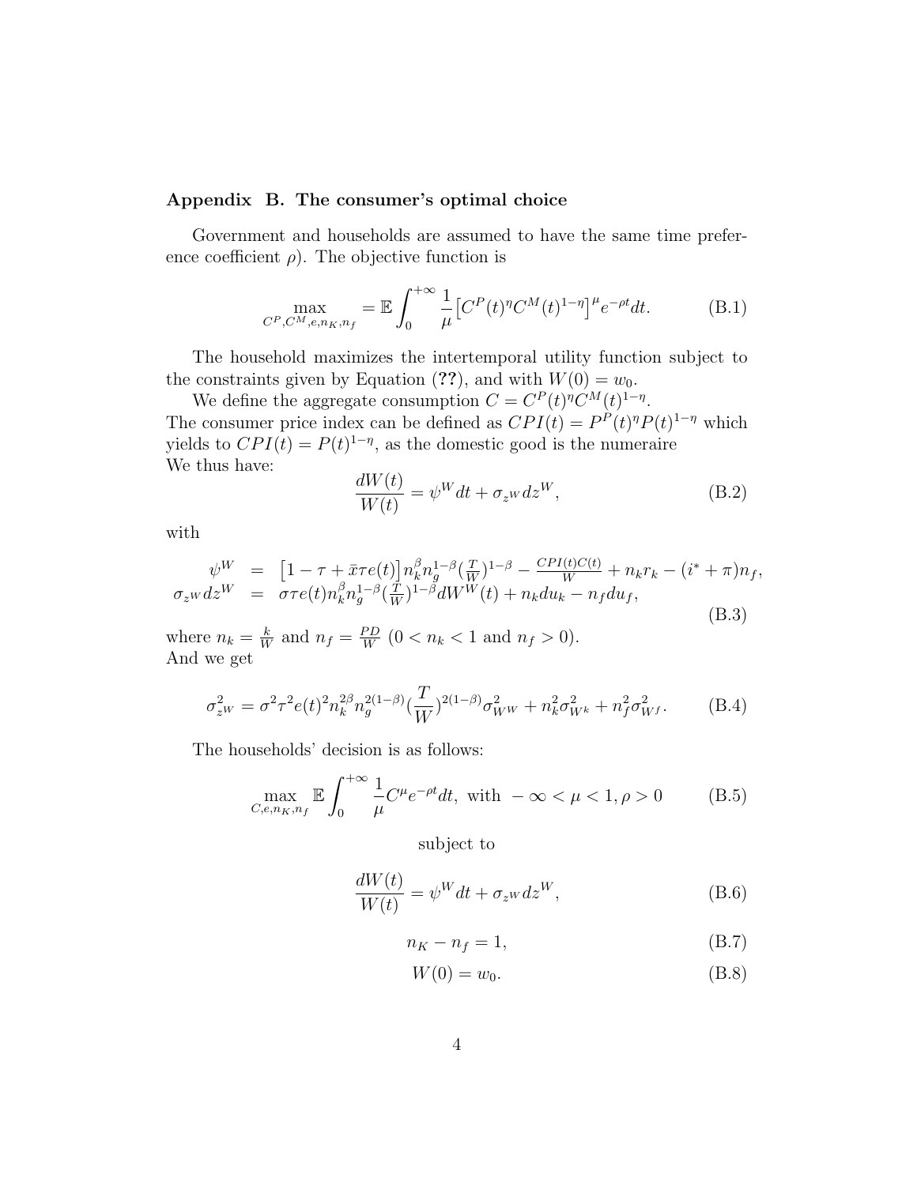## Appendix B. The consumer's optimal choice

Government and households are assumed to have the same time preference coefficient $\rho$). The objective function is

$$\max_{C^P, C^M, e, n_K, n_f} = \mathbb{E} \int_0^{+\infty} \frac{1}{\mu} \left[ C^P(t)^\eta C^M(t)^{1-\eta} \right]^\mu e^{-\rho t} dt. \tag{B.1}$$

The household maximizes the intertemporal utility function subject to the constraints given by Equation (**??**), and with $W(0) = w_0$.

We define the aggregate consumption $C = C^P(t)^\eta C^M(t)^{1-\eta}$.
The consumer price index can be defined as $CPI(t) = P^P(t)^\eta P(t)^{1-\eta}$ which yields to $CPI(t) = P(t)^{1-\eta}$, as the domestic good is the numeraire
We thus have:

$$\frac{dW(t)}{W(t)} = \psi^W dt + \sigma_{z^W} dz^W, \tag{B.2}$$

with

$$\begin{aligned} \psi^W &= \left[1 - \tau + \bar{x}\tau e(t)\right] n_k^\beta n_g^{1-\beta} (\tfrac{T}{W})^{1-\beta} - \tfrac{CPI(t)C(t)}{W} + n_k r_k - (i^* + \pi) n_f, \\ \sigma_{z^W} dz^W &= \sigma \tau e(t) n_k^\beta n_g^{1-\beta} (\tfrac{T}{W})^{1-\beta} dW^W(t) + n_k du_k - n_f du_f, \end{aligned} \tag{B.3}$$

where $n_k = \frac{k}{W}$ and $n_f = \frac{PD}{W}$ ($0 < n_k < 1$ and $n_f > 0$).
And we get

$$\sigma_{z^W}^2 = \sigma^2 \tau^2 e(t)^2 n_k^{2\beta} n_g^{2(1-\beta)} (\frac{T}{W})^{2(1-\beta)} \sigma_{W^W}^2 + n_k^2 \sigma_{W^k}^2 + n_f^2 \sigma_{W^f}^2. \tag{B.4}$$

The households' decision is as follows:

$$\max_{C, e, n_K, n_f} \mathbb{E} \int_0^{+\infty} \frac{1}{\mu} C^\mu e^{-\rho t} dt, \text{ with } -\infty < \mu < 1, \rho > 0 \tag{B.5}$$

subject to

$$\frac{dW(t)}{W(t)} = \psi^W dt + \sigma_{z^W} dz^W, \tag{B.6}$$

$$n_K - n_f = 1, \tag{B.7}$$

$$W(0) = w_0. \tag{B.8}$$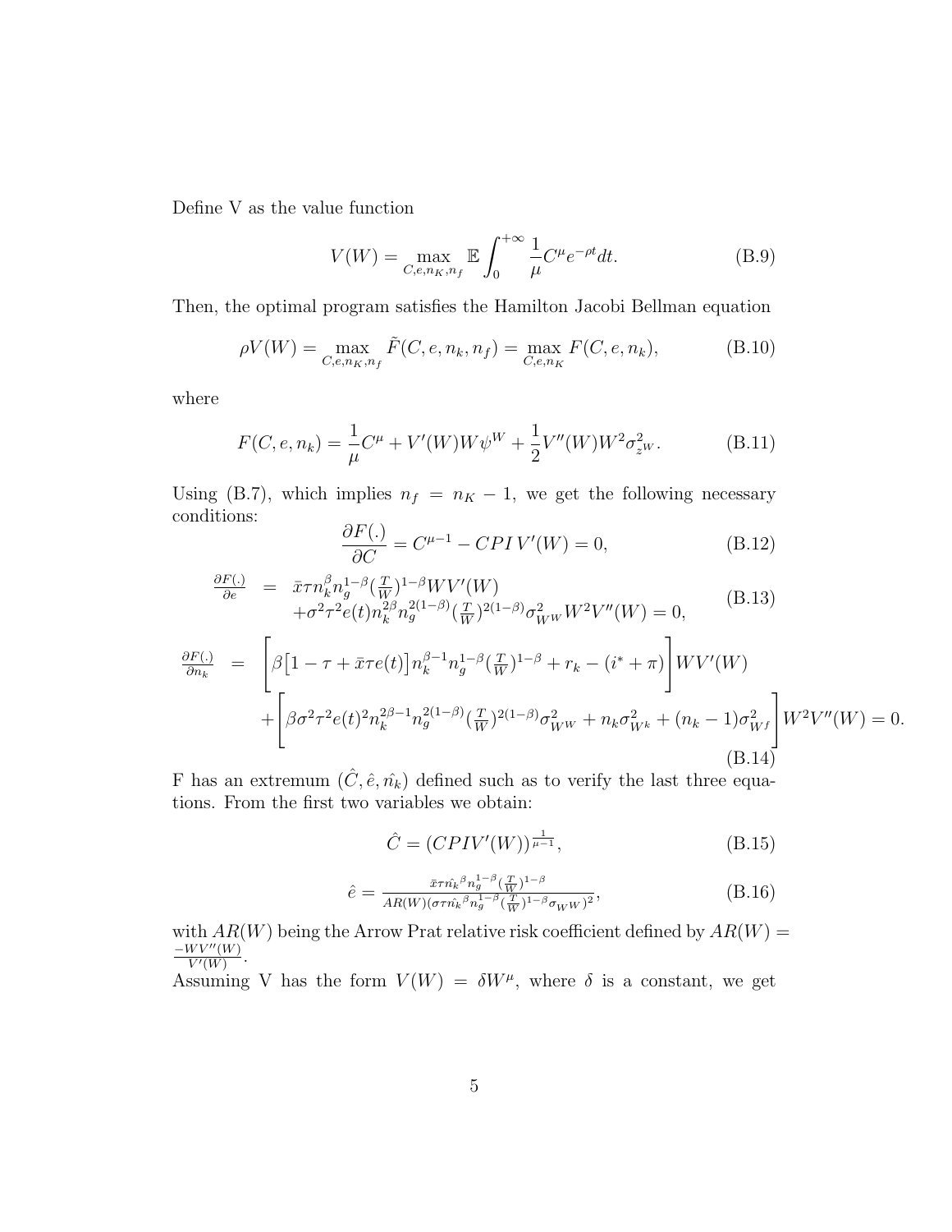Define V as the value function

$$V(W) = \max_{C,e,n_K,n_f} \mathbb{E} \int_0^{+\infty} \frac{1}{\mu} C^\mu e^{-\rho t} dt. \tag{B.9}$$

Then, the optimal program satisfies the Hamilton Jacobi Bellman equation

$$\rho V(W) = \max_{C,e,n_K,n_f} \tilde{F}(C, e, n_k, n_f) = \max_{C,e,n_K} F(C, e, n_k), \tag{B.10}$$

where

$$F(C, e, n_k) = \frac{1}{\mu} C^\mu + V'(W) W \psi^W + \frac{1}{2} V''(W) W^2 \sigma^2_{z^W}. \tag{B.11}$$

Using (B.7), which implies $n_f = n_K - 1$, we get the following necessary conditions:

$$\frac{\partial F(.)}{\partial C} = C^{\mu-1} - CPI\, V'(W) = 0, \tag{B.12}$$

$$\begin{aligned} \frac{\partial F(.)}{\partial e} \;=\; & \bar{x}\tau n_k^\beta n_g^{1-\beta} (\tfrac{T}{W})^{1-\beta} W V'(W) \\ & + \sigma^2 \tau^2 e(t) n_k^{2\beta} n_g^{2(1-\beta)} (\tfrac{T}{W})^{2(1-\beta)} \sigma^2_{W^W} W^2 V''(W) = 0, \end{aligned} \tag{B.13}$$

$$\begin{aligned} \frac{\partial F(.)}{\partial n_k} \;=\; & \left[ \beta \big[ 1 - \tau + \bar{x}\tau e(t) \big] n_k^{\beta-1} n_g^{1-\beta} (\tfrac{T}{W})^{1-\beta} + r_k - (i^* + \pi) \right] W V'(W) \\ & + \left[ \beta \sigma^2 \tau^2 e(t)^2 n_k^{2\beta-1} n_g^{2(1-\beta)} (\tfrac{T}{W})^{2(1-\beta)} \sigma^2_{W^W} + n_k \sigma^2_{W^k} + (n_k - 1) \sigma^2_{W^f} \right] W^2 V''(W) = 0. \end{aligned} \tag{B.14}$$

F has an extremum $(\hat{C}, \hat{e}, \hat{n_k})$ defined such as to verify the last three equations. From the first two variables we obtain:

$$\hat{C} = (CPI V'(W))^{\frac{1}{\mu-1}}, \tag{B.15}$$

$$\hat{e} = \frac{\bar{x}\tau \hat{n_k}^\beta n_g^{1-\beta} (\frac{T}{W})^{1-\beta}}{AR(W) (\sigma \tau \hat{n_k}^\beta n_g^{1-\beta} (\frac{T}{W})^{1-\beta} \sigma_{W^W})^2}, \tag{B.16}$$

with $AR(W)$ being the Arrow Prat relative risk coefficient defined by $AR(W) = \frac{-WV''(W)}{V'(W)}$.

Assuming V has the form $V(W) = \delta W^\mu$, where $\delta$ is a constant, we get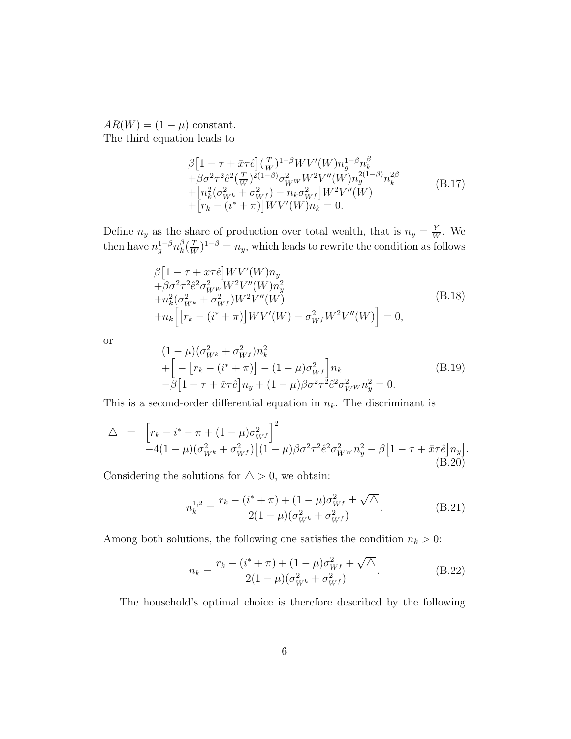$AR(W) = (1 - \mu)$ constant.
The third equation leads to

$$
\begin{aligned}
&\beta\big[1 - \tau + \bar{x}\tau\hat{e}\big](\tfrac{T}{W})^{1-\beta} W V'(W) n_g^{1-\beta} n_k^{\beta} \\
&+\beta\sigma^2\tau^2\hat{e}^2(\tfrac{T}{W})^{2(1-\beta)}\sigma_{W^W}^2 W^2 V''(W) n_g^{2(1-\beta)} n_k^{2\beta} \\
&+\big[n_k^2(\sigma_{W^k}^2 + \sigma_{W^f}^2) - n_k\sigma_{W^f}^2\big] W^2 V''(W) \\
&+\big[r_k - (i^* + \pi)\big] W V'(W) n_k = 0.
\end{aligned}
\tag{B.17}
$$

Define $n_y$ as the share of production over total wealth, that is $n_y = \frac{Y}{W}$. We then have $n_g^{1-\beta} n_k^{\beta} (\frac{T}{W})^{1-\beta} = n_y$, which leads to rewrite the condition as follows

$$
\begin{aligned}
&\beta\big[1 - \tau + \bar{x}\tau\hat{e}\big] W V'(W) n_y \\
&+\beta\sigma^2\tau^2\hat{e}^2\sigma_{W^W}^2 W^2 V''(W) n_y^2 \\
&+n_k^2(\sigma_{W^k}^2 + \sigma_{W^f}^2) W^2 V''(W) \\
&+n_k\Big[\big[r_k - (i^* + \pi)\big] W V'(W) - \sigma_{W^f}^2 W^2 V''(W)\Big] = 0,
\end{aligned}
\tag{B.18}
$$

or

$$
\begin{aligned}
&(1 - \mu)(\sigma_{W^k}^2 + \sigma_{W^f}^2) n_k^2 \\
&+\Big[-\big[r_k - (i^* + \pi)\big] - (1 - \mu)\sigma_{W^f}^2\Big] n_k \\
&-\beta\big[1 - \tau + \bar{x}\tau\hat{e}\big] n_y + (1 - \mu)\beta\sigma^2\tau^2\hat{e}^2\sigma_{W^W}^2 n_y^2 = 0.
\end{aligned}
\tag{B.19}
$$

This is a second-order differential equation in $n_k$. The discriminant is

$$
\begin{aligned}
\triangle = &\Big[r_k - i^* - \pi + (1 - \mu)\sigma_{W^f}^2\Big]^2 \\
&-4(1 - \mu)(\sigma_{W^k}^2 + \sigma_{W^f}^2)\big[(1 - \mu)\beta\sigma^2\tau^2\hat{e}^2\sigma_{W^W}^2 n_y^2 - \beta\big[1 - \tau + \bar{x}\tau\hat{e}\big] n_y\big].
\end{aligned}
\tag{B.20}
$$

Considering the solutions for $\triangle > 0$, we obtain:

$$
n_k^{1,2} = \frac{r_k - (i^* + \pi) + (1 - \mu)\sigma_{W^f}^2 \pm \sqrt{\triangle}}{2(1 - \mu)(\sigma_{W^k}^2 + \sigma_{W^f}^2)}.
\tag{B.21}
$$

Among both solutions, the following one satisfies the condition $n_k > 0$:

$$
n_k = \frac{r_k - (i^* + \pi) + (1 - \mu)\sigma_{W^f}^2 + \sqrt{\triangle}}{2(1 - \mu)(\sigma_{W^k}^2 + \sigma_{W^f}^2)}.
\tag{B.22}
$$

The household's optimal choice is therefore described by the following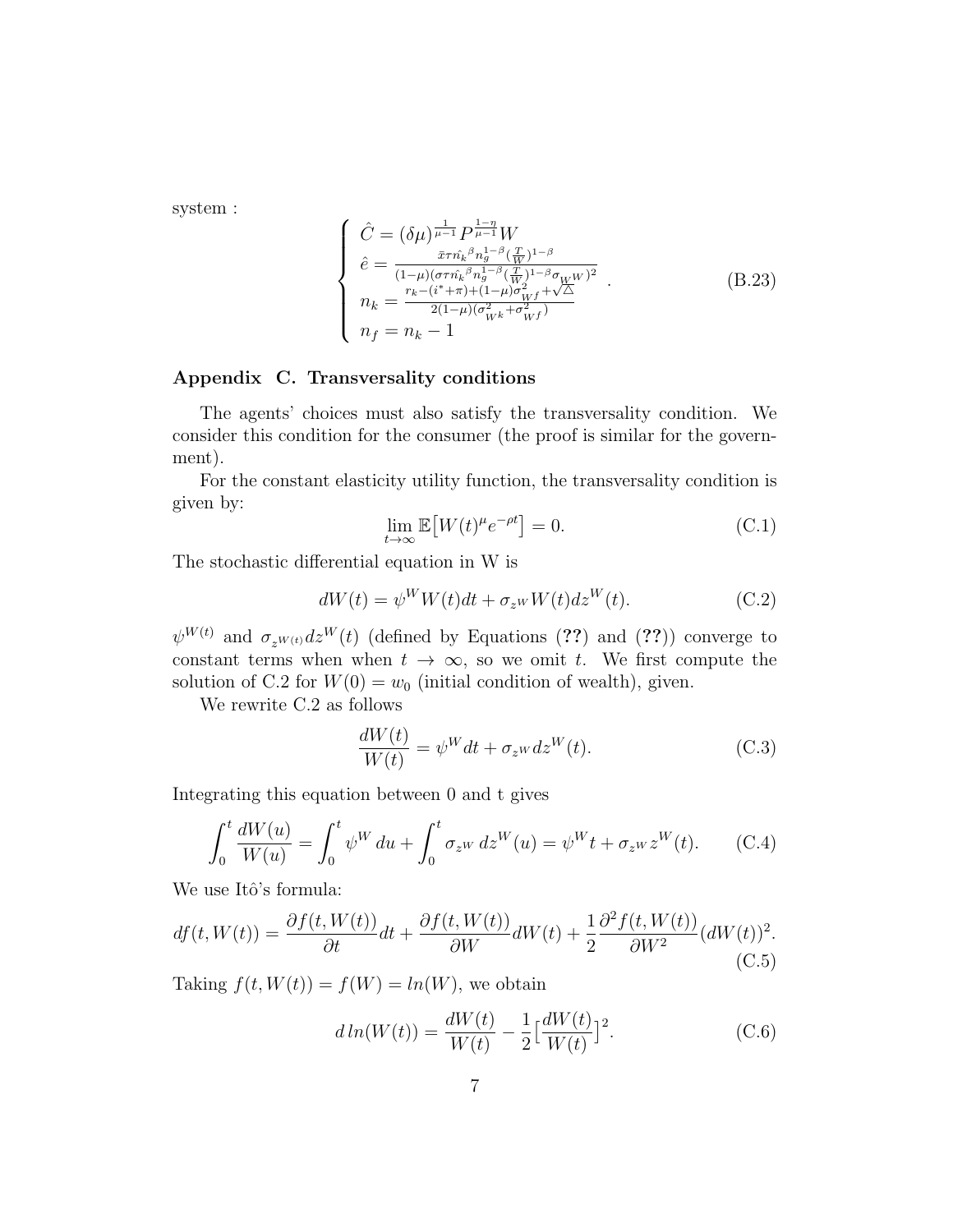system :

$$
\left\{
\begin{array}{l}
\hat{C} = (\delta\mu)^{\frac{1}{\mu-1}} P^{\frac{1-\eta}{\mu-1}} W \\
\hat{e} = \frac{\bar{x}\tau \hat{n_k}^{\beta} n_g^{1-\beta} (\frac{T}{W})^{1-\beta}}{(1-\mu)(\sigma\tau \hat{n_k}^{\beta} n_g^{1-\beta} (\frac{T}{W})^{1-\beta} \sigma_{W^W})^2} \\
n_k = \frac{r_k - (i^* + \pi) + (1-\mu)\sigma^2_{W^f} + \sqrt{\triangle}}{2(1-\mu)(\sigma^2_{W^k} + \sigma^2_{W^f})} \\
n_f = n_k - 1
\end{array}
\right. . \tag{B.23}
$$

## Appendix C. Transversality conditions

The agents' choices must also satisfy the transversality condition. We consider this condition for the consumer (the proof is similar for the government).

For the constant elasticity utility function, the transversality condition is given by:

$$
\lim_{t\to\infty} \mathbb{E}\big[W(t)^{\mu} e^{-\rho t}\big] = 0. \tag{C.1}
$$

The stochastic differential equation in W is

$$
dW(t) = \psi^W W(t)dt + \sigma_{z^W} W(t) dz^W(t). \tag{C.2}
$$

$\psi^{W(t)}$ and $\sigma_{z^{W(t)}} dz^W(t)$ (defined by Equations (??) and (??)) converge to constant terms when when $t \to \infty$, so we omit $t$. We first compute the solution of C.2 for $W(0) = w_0$ (initial condition of wealth), given.

We rewrite C.2 as follows

$$
\frac{dW(t)}{W(t)} = \psi^W dt + \sigma_{z^W} dz^W(t). \tag{C.3}
$$

Integrating this equation between 0 and t gives

$$
\int_0^t \frac{dW(u)}{W(u)} = \int_0^t \psi^W \, du + \int_0^t \sigma_{z^W} \, dz^W(u) = \psi^W t + \sigma_{z^W} z^W(t). \tag{C.4}
$$

We use Itô's formula:

$$
df(t, W(t)) = \frac{\partial f(t, W(t))}{\partial t} dt + \frac{\partial f(t, W(t))}{\partial W} dW(t) + \frac{1}{2} \frac{\partial^2 f(t, W(t))}{\partial W^2} (dW(t))^2. \tag{C.5}
$$

Taking $f(t, W(t)) = f(W) = ln(W)$, we obtain

$$
d\, ln(W(t)) = \frac{dW(t)}{W(t)} - \frac{1}{2}\Big[\frac{dW(t)}{W(t)}\Big]^2. \tag{C.6}
$$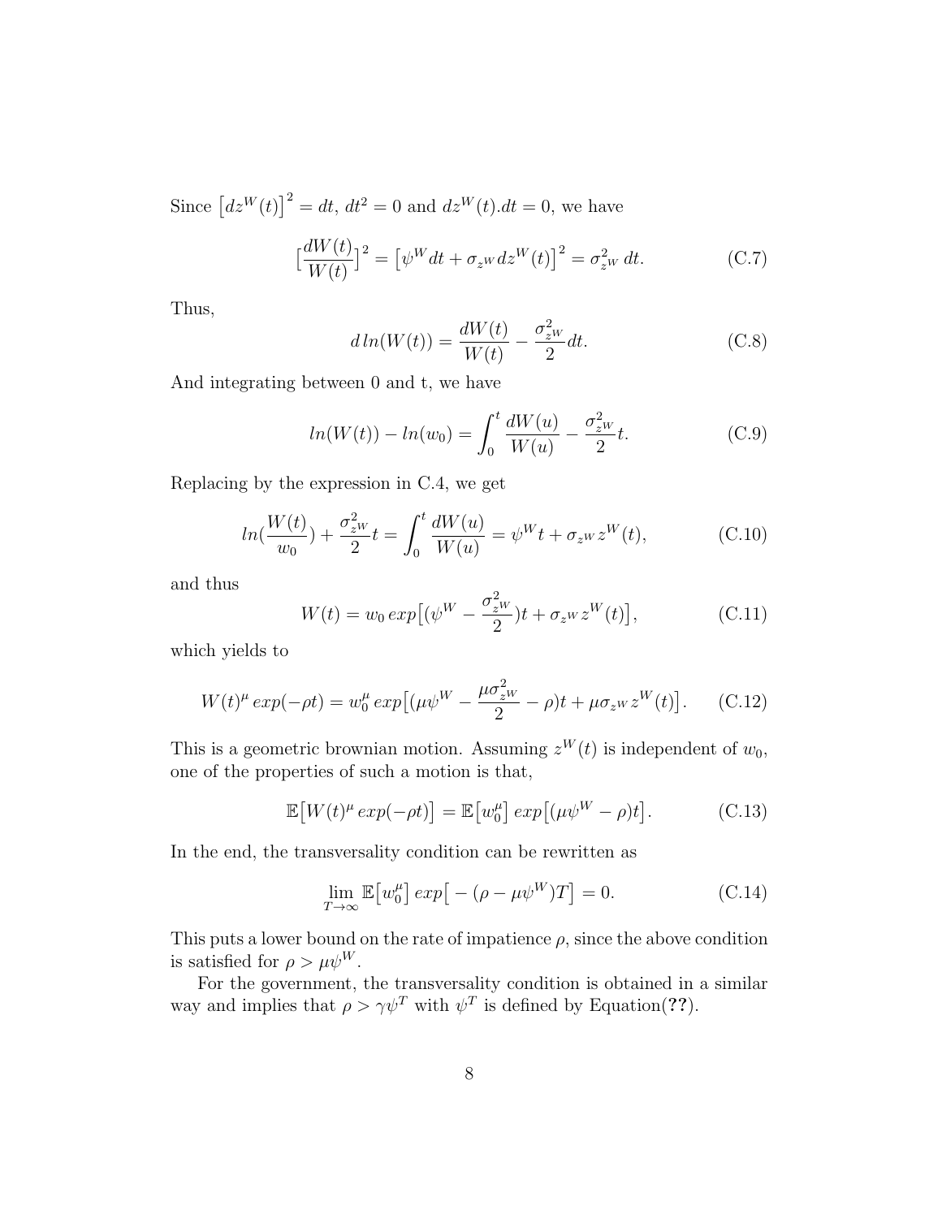Since $\left[dz^W(t)\right]^2 = dt$, $dt^2 = 0$ and $dz^W(t).dt = 0$, we have

$$\Big[\frac{dW(t)}{W(t)}\Big]^2 = \big[\psi^W dt + \sigma_{z^W} dz^W(t)\big]^2 = \sigma_{z^W}^2 \, dt. \tag{C.7}$$

Thus,

$$d\, ln(W(t)) = \frac{dW(t)}{W(t)} - \frac{\sigma_{z^W}^2}{2} dt. \tag{C.8}$$

And integrating between 0 and t, we have

$$ln(W(t)) - ln(w_0) = \int_0^t \frac{dW(u)}{W(u)} - \frac{\sigma_{z^W}^2}{2} t. \tag{C.9}$$

Replacing by the expression in C.4, we get

$$ln(\frac{W(t)}{w_0}) + \frac{\sigma_{z^W}^2}{2} t = \int_0^t \frac{dW(u)}{W(u)} = \psi^W t + \sigma_{z^W} z^W(t), \tag{C.10}$$

and thus

$$W(t) = w_0 \, exp\big[(\psi^W - \frac{\sigma_{z^W}^2}{2})t + \sigma_{z^W} z^W(t)\big], \tag{C.11}$$

which yields to

$$W(t)^\mu \, exp(-\rho t) = w_0^\mu \, exp\big[(\mu\psi^W - \frac{\mu\sigma_{z^W}^2}{2} - \rho)t + \mu\sigma_{z^W} z^W(t)\big]. \tag{C.12}$$

This is a geometric brownian motion. Assuming $z^W(t)$ is independent of $w_0$, one of the properties of such a motion is that,

$$\mathbb{E}\big[W(t)^\mu \, exp(-\rho t)\big] = \mathbb{E}\big[w_0^\mu\big] \, exp\big[(\mu\psi^W - \rho)t\big]. \tag{C.13}$$

In the end, the transversality condition can be rewritten as

$$\lim_{T\to\infty} \mathbb{E}\big[w_0^\mu\big] \, exp\big[-(\rho - \mu\psi^W)T\big] = 0. \tag{C.14}$$

This puts a lower bound on the rate of impatience $\rho$, since the above condition is satisfied for $\rho > \mu\psi^W$.

For the government, the transversality condition is obtained in a similar way and implies that $\rho > \gamma\psi^T$ with $\psi^T$ is defined by Equation(**??**).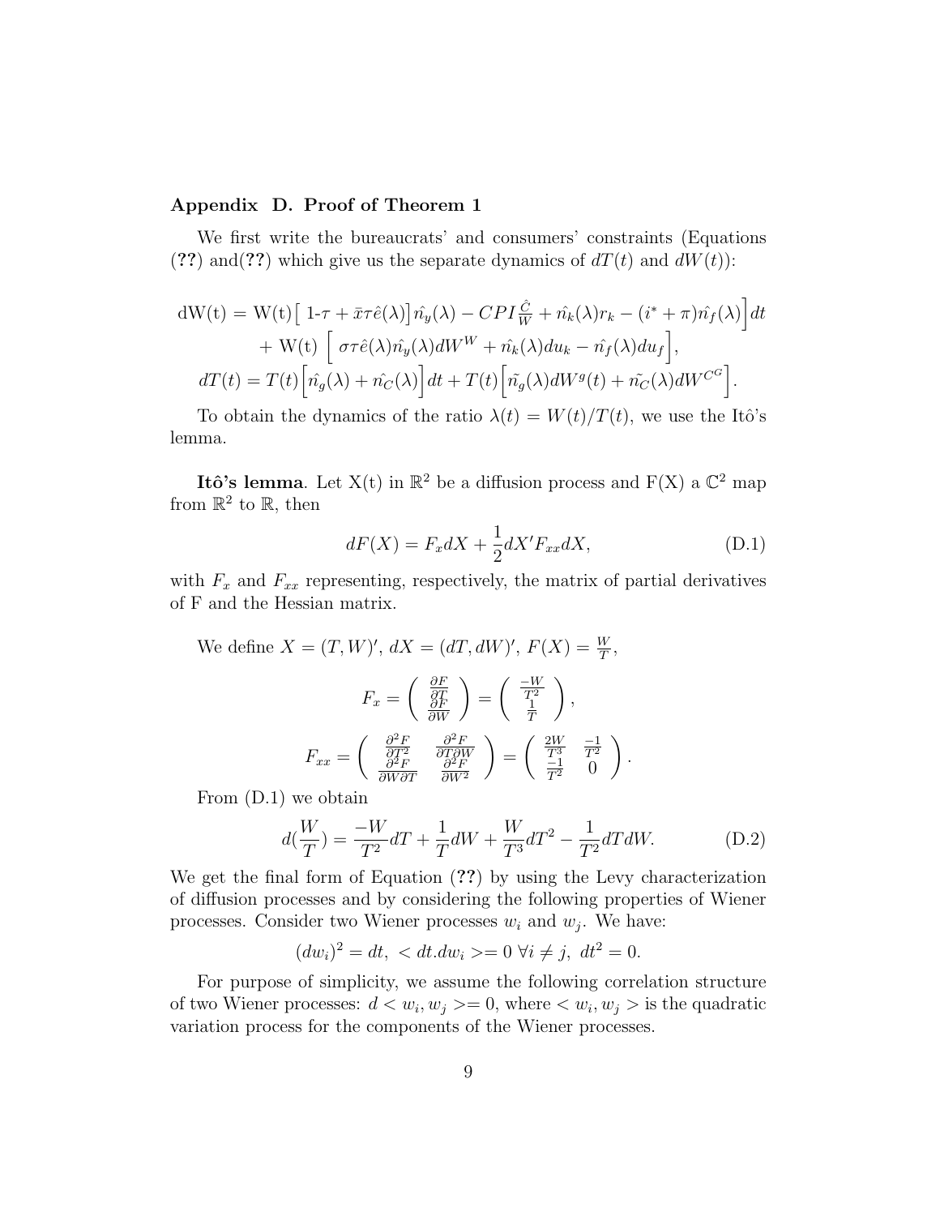### Appendix D. Proof of Theorem 1

We first write the bureaucrats' and consumers' constraints (Equations (**??**) and(**??**) which give us the separate dynamics of $dT(t)$ and $dW(t)$):

$$
\begin{aligned}
\mathrm{dW(t)} = \mathrm{W(t)}\Big[\ 1\text{-}\tau + \bar{x}\tau\hat{e}(\lambda)\Big]\hat{n_y}(\lambda) - CPI\frac{\hat{C}}{W} + \hat{n_k}(\lambda)r_k - (i^* + \pi)\hat{n_f}(\lambda)\Big]dt \\
+ \mathrm{W(t)}\ \Big[\ \sigma\tau\hat{e}(\lambda)\hat{n_y}(\lambda)dW^W + \hat{n_k}(\lambda)du_k - \hat{n_f}(\lambda)du_f\Big], \\
dT(t) = T(t)\Big[\hat{n_g}(\lambda) + \hat{n_C}(\lambda)\Big]dt + T(t)\Big[\tilde{n_g}(\lambda)dW^g(t) + \tilde{n_C}(\lambda)dW^{C^G}\Big].
\end{aligned}
$$

To obtain the dynamics of the ratio $\lambda(t) = W(t)/T(t)$, we use the Itô's lemma.

**Itô's lemma**. Let X(t) in $\mathbb{R}^2$ be a diffusion process and F(X) a $\mathbb{C}^2$ map from $\mathbb{R}^2$ to $\mathbb{R}$, then

$$
dF(X) = F_x dX + \frac{1}{2}dX' F_{xx} dX, \tag{D.1}
$$

with $F_x$ and $F_{xx}$ representing, respectively, the matrix of partial derivatives of F and the Hessian matrix.

We define $X = (T, W)'$, $dX = (dT, dW)'$, $F(X) = \frac{W}{T}$,

$$
F_x = \begin{pmatrix} \frac{\partial F}{\partial T} \\ \frac{\partial F}{\partial W} \end{pmatrix} = \begin{pmatrix} \frac{-W}{T^2} \\ \frac{1}{T} \end{pmatrix},
$$

$$
F_{xx} = \begin{pmatrix} \frac{\partial^2 F}{\partial T^2} & \frac{\partial^2 F}{\partial T \partial W} \\ \frac{\partial^2 F}{\partial W \partial T} & \frac{\partial^2 F}{\partial W^2} \end{pmatrix} = \begin{pmatrix} \frac{2W}{T^3} & \frac{-1}{T^2} \\ \frac{-1}{T^2} & 0 \end{pmatrix}.
$$

From (D.1) we obtain

$$
d(\frac{W}{T}) = \frac{-W}{T^2}dT + \frac{1}{T}dW + \frac{W}{T^3}dT^2 - \frac{1}{T^2}dTdW. \tag{D.2}
$$

We get the final form of Equation (**??**) by using the Levy characterization of diffusion processes and by considering the following properties of Wiener processes. Consider two Wiener processes $w_i$ and $w_j$. We have:

$$
(dw_i)^2 = dt,\ < dt.dw_i >= 0\ \forall i \neq j,\ dt^2 = 0.
$$

For purpose of simplicity, we assume the following correlation structure of two Wiener processes: $d < w_i, w_j >= 0$, where $< w_i, w_j >$ is the quadratic variation process for the components of the Wiener processes.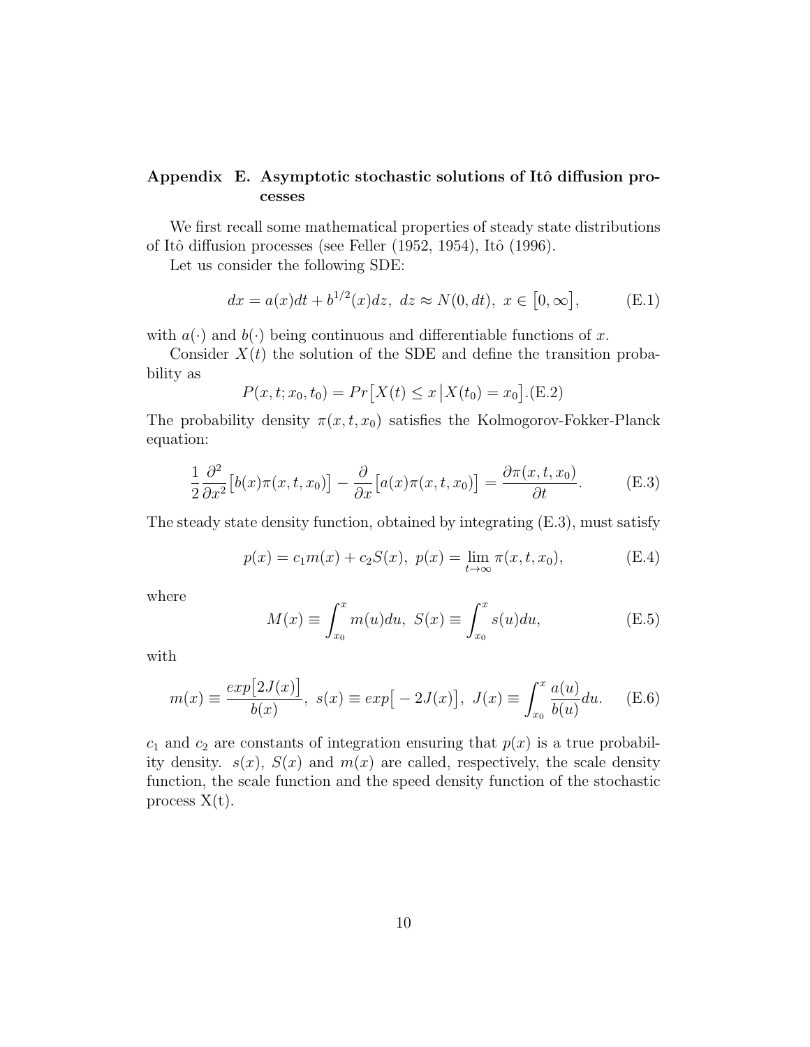## Appendix E. Asymptotic stochastic solutions of Itô diffusion processes

We first recall some mathematical properties of steady state distributions of Itô diffusion processes (see Feller (1952, 1954), Itô (1996).

Let us consider the following SDE:

$$dx = a(x)dt + b^{1/2}(x)dz, \ dz \approx N(0, dt), \ x \in \big[0, \infty\big], \tag{E.1}$$

with $a(\cdot)$ and $b(\cdot)$ being continuous and differentiable functions of $x$.

Consider $X(t)$ the solution of the SDE and define the transition probability as

$$P(x, t; x_0, t_0) = Pr\big[X(t) \leq x \,\big|\, X(t_0) = x_0\big].\text{(E.2)}$$

The probability density $\pi(x, t, x_0)$ satisfies the Kolmogorov-Fokker-Planck equation:

$$\frac{1}{2}\frac{\partial^2}{\partial x^2}\big[b(x)\pi(x, t, x_0)\big] - \frac{\partial}{\partial x}\big[a(x)\pi(x, t, x_0)\big] = \frac{\partial \pi(x, t, x_0)}{\partial t}. \tag{E.3}$$

The steady state density function, obtained by integrating (E.3), must satisfy

$$p(x) = c_1 m(x) + c_2 S(x), \ p(x) = \lim_{t \to \infty} \pi(x, t, x_0), \tag{E.4}$$

where

$$M(x) \equiv \int_{x_0}^{x} m(u)du, \ S(x) \equiv \int_{x_0}^{x} s(u)du, \tag{E.5}$$

with

$$m(x) \equiv \frac{exp\big[2J(x)\big]}{b(x)}, \ s(x) \equiv exp\big[-2J(x)\big], \ J(x) \equiv \int_{x_0}^{x} \frac{a(u)}{b(u)}du. \tag{E.6}$$

$c_1$ and $c_2$ are constants of integration ensuring that $p(x)$ is a true probability density. $s(x)$, $S(x)$ and $m(x)$ are called, respectively, the scale density function, the scale function and the speed density function of the stochastic process X(t).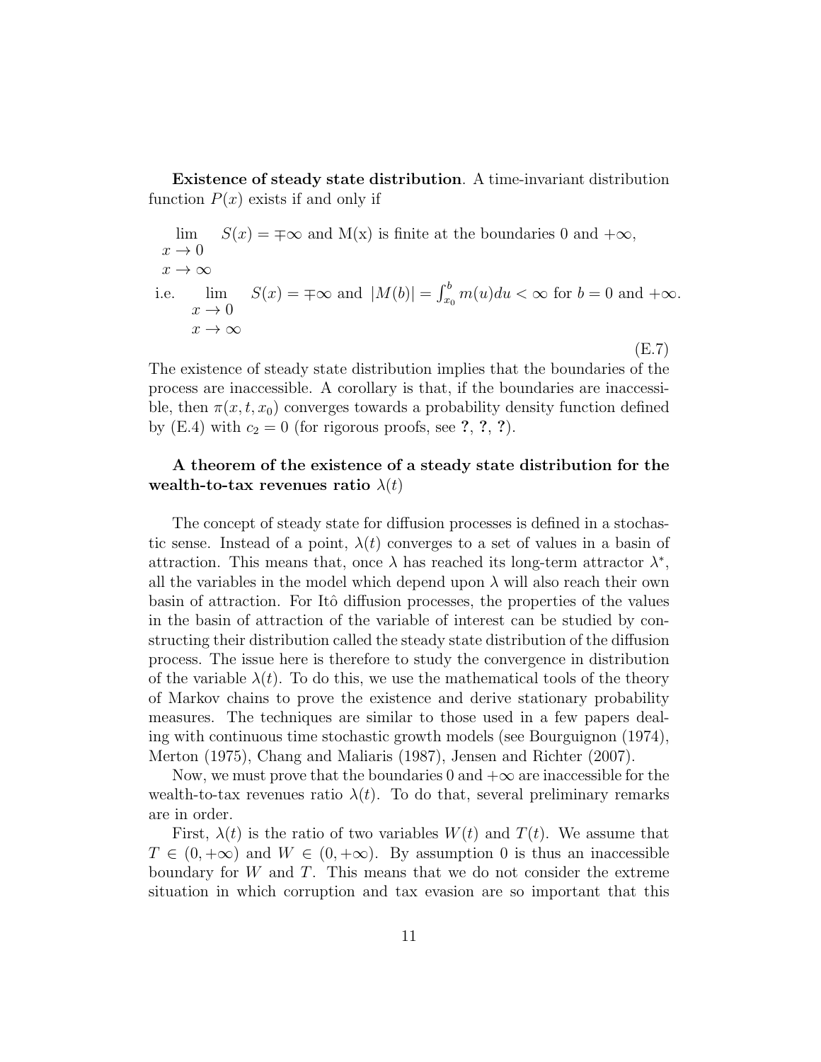**Existence of steady state distribution**. A time-invariant distribution function $P(x)$ exists if and only if

$$\lim_{\substack{x \to 0 \\ x \to \infty}} S(x) = \mp\infty \text{ and M(x) is finite at the boundaries 0 and } +\infty,$$

$$\text{i.e.} \quad \lim_{\substack{x \to 0 \\ x \to \infty}} S(x) = \mp\infty \text{ and } |M(b)| = \int_{x_0}^{b} m(u)du < \infty \text{ for } b = 0 \text{ and } +\infty. \tag{E.7}$$

The existence of steady state distribution implies that the boundaries of the process are inaccessible. A corollary is that, if the boundaries are inaccessible, then $\pi(x, t, x_0)$ converges towards a probability density function defined by (E.4) with $c_2 = 0$ (for rigorous proofs, see **?**, **?**, **?**).

**A theorem of the existence of a steady state distribution for the wealth-to-tax revenues ratio $\lambda(t)$**

The concept of steady state for diffusion processes is defined in a stochastic sense. Instead of a point, $\lambda(t)$ converges to a set of values in a basin of attraction. This means that, once $\lambda$ has reached its long-term attractor $\lambda^*$, all the variables in the model which depend upon $\lambda$ will also reach their own basin of attraction. For Itô diffusion processes, the properties of the values in the basin of attraction of the variable of interest can be studied by constructing their distribution called the steady state distribution of the diffusion process. The issue here is therefore to study the convergence in distribution of the variable $\lambda(t)$. To do this, we use the mathematical tools of the theory of Markov chains to prove the existence and derive stationary probability measures. The techniques are similar to those used in a few papers dealing with continuous time stochastic growth models (see Bourguignon (1974), Merton (1975), Chang and Maliaris (1987), Jensen and Richter (2007).

Now, we must prove that the boundaries 0 and $+\infty$ are inaccessible for the wealth-to-tax revenues ratio $\lambda(t)$. To do that, several preliminary remarks are in order.

First, $\lambda(t)$ is the ratio of two variables $W(t)$ and $T(t)$. We assume that $T \in (0, +\infty)$ and $W \in (0, +\infty)$. By assumption 0 is thus an inaccessible boundary for $W$ and $T$. This means that we do not consider the extreme situation in which corruption and tax evasion are so important that this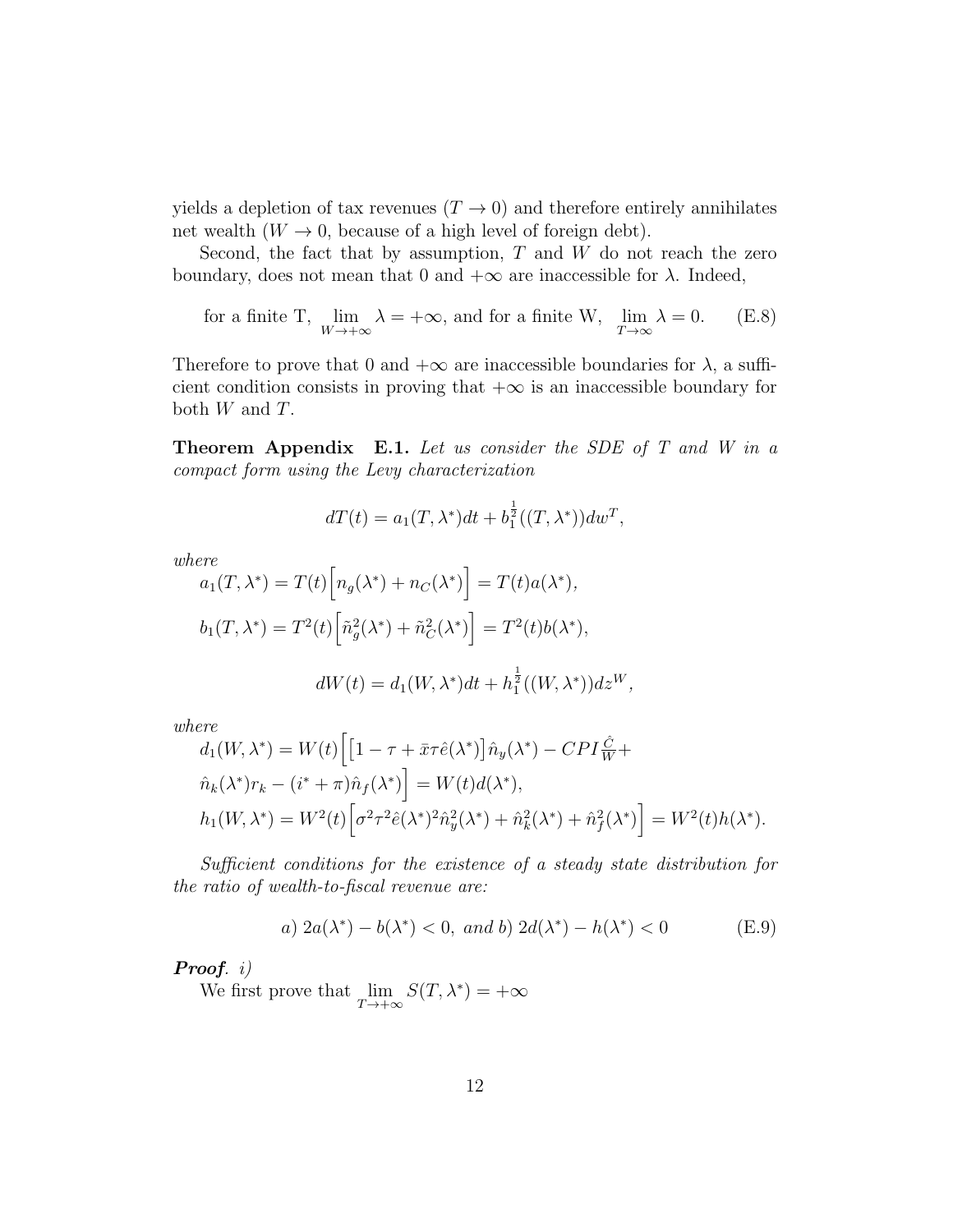yields a depletion of tax revenues ($T \to 0$) and therefore entirely annihilates net wealth ($W \to 0$, because of a high level of foreign debt).

Second, the fact that by assumption, $T$ and $W$ do not reach the zero boundary, does not mean that 0 and $+\infty$ are inaccessible for $\lambda$. Indeed,

$$\text{for a finite T, } \lim_{W \to +\infty} \lambda = +\infty, \text{ and for a finite W, } \lim_{T \to \infty} \lambda = 0. \tag{E.8}$$

Therefore to prove that 0 and $+\infty$ are inaccessible boundaries for $\lambda$, a sufficient condition consists in proving that $+\infty$ is an inaccessible boundary for both $W$ and $T$.

**Theorem Appendix E.1.** *Let us consider the SDE of $T$ and $W$ in a compact form using the Levy characterization*

$$dT(t) = a_1(T, \lambda^*)dt + b_1^{\frac{1}{2}}((T, \lambda^*))dw^T,$$

*where*

$$a_1(T, \lambda^*) = T(t)\Big[n_g(\lambda^*) + n_C(\lambda^*)\Big] = T(t)a(\lambda^*),$$

$$b_1(T, \lambda^*) = T^2(t)\Big[\tilde{n}_g^2(\lambda^*) + \tilde{n}_C^2(\lambda^*)\Big] = T^2(t)b(\lambda^*),$$

$$dW(t) = d_1(W, \lambda^*)dt + h_1^{\frac{1}{2}}((W, \lambda^*))dz^W,$$

*where*

$$d_1(W, \lambda^*) = W(t)\Big[\big[1 - \tau + \bar{x}\tau\hat{e}(\lambda^*)\big]\hat{n}_y(\lambda^*) - CPI\frac{\hat{C}}{W} +$$

$$\hat{n}_k(\lambda^*)r_k - (i^* + \pi)\hat{n}_f(\lambda^*)\Big] = W(t)d(\lambda^*),$$

$$h_1(W, \lambda^*) = W^2(t)\Big[\sigma^2\tau^2\hat{e}(\lambda^*)^2\hat{n}_y^2(\lambda^*) + \hat{n}_k^2(\lambda^*) + \hat{n}_f^2(\lambda^*)\Big] = W^2(t)h(\lambda^*).$$

*Sufficient conditions for the existence of a steady state distribution for the ratio of wealth-to-fiscal revenue are:*

$$a)\ 2a(\lambda^*) - b(\lambda^*) < 0, \text{ and } b)\ 2d(\lambda^*) - h(\lambda^*) < 0 \tag{E.9}$$

***Proof.*** *i)*

We first prove that $\lim_{T \to +\infty} S(T, \lambda^*) = +\infty$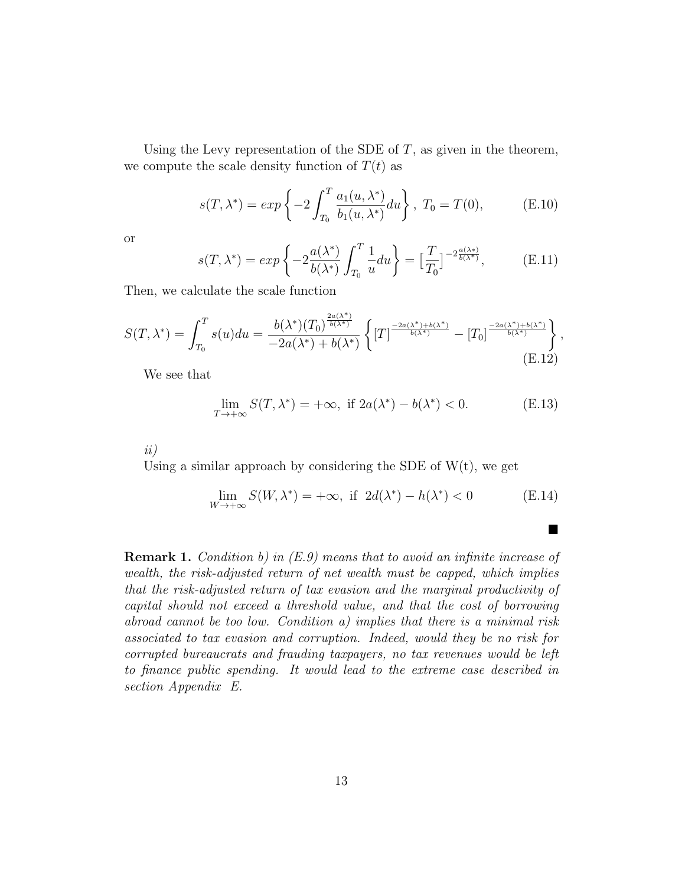Using the Levy representation of the SDE of $T$, as given in the theorem, we compute the scale density function of $T(t)$ as

$$s(T, \lambda^*) = exp\left\{-2\int_{T_0}^{T} \frac{a_1(u, \lambda^*)}{b_1(u, \lambda^*)}du\right\},\ T_0 = T(0), \tag{E.10}$$

or

$$s(T, \lambda^*) = exp\left\{-2\frac{a(\lambda^*)}{b(\lambda^*)}\int_{T_0}^{T} \frac{1}{u}du\right\} = \big[\frac{T}{T_0}\big]^{-2\frac{a(\lambda*)}{b(\lambda^*)}}, \tag{E.11}$$

Then, we calculate the scale function

$$S(T, \lambda^*) = \int_{T_0}^{T} s(u)du = \frac{b(\lambda^*)(T_0)^{\frac{2a(\lambda^*)}{b(\lambda^*)}}}{-2a(\lambda^*) + b(\lambda^*)}\left\{[T]^{\frac{-2a(\lambda^*)+b(\lambda^*)}{b(\lambda^*)}} - [T_0]^{\frac{-2a(\lambda^*)+b(\lambda^*)}{b(\lambda^*)}}\right\}, \tag{E.12}$$

We see that

$$\lim_{T\to+\infty} S(T, \lambda^*) = +\infty,\ \text{if}\ 2a(\lambda^*) - b(\lambda^*) < 0. \tag{E.13}$$

*ii)*

Using a similar approach by considering the SDE of W(t), we get

$$\lim_{W\to+\infty} S(W, \lambda^*) = +\infty,\ \text{if}\ \ 2d(\lambda^*) - h(\lambda^*) < 0 \tag{E.14}$$

■

**Remark 1.** *Condition b) in (E.9) means that to avoid an infinite increase of wealth, the risk-adjusted return of net wealth must be capped, which implies that the risk-adjusted return of tax evasion and the marginal productivity of capital should not exceed a threshold value, and that the cost of borrowing abroad cannot be too low. Condition a) implies that there is a minimal risk associated to tax evasion and corruption. Indeed, would they be no risk for corrupted bureaucrats and frauding taxpayers, no tax revenues would be left to finance public spending. It would lead to the extreme case described in section Appendix E.*